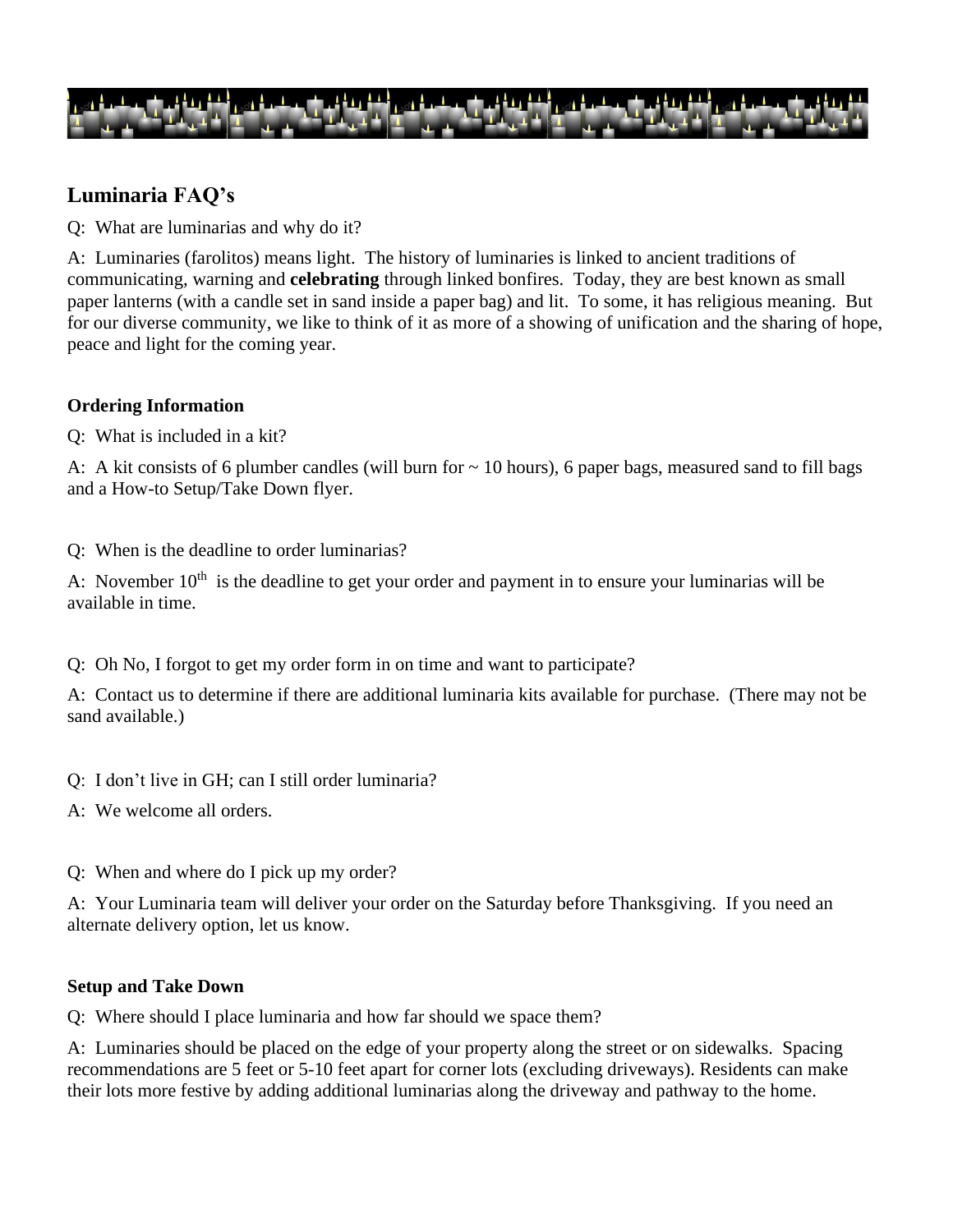## Luminaria FAQ's

Q: What are luminarias and why do it?

A: Luminaries (farolitos) means light. The history of luminaries is linked to ancient traditions of communicating, warning and **celebrating** through linked bonfires. Today, they are best known as small paper lanterns (with a candle set in sand inside a paper bag) and lit. To some, it has religious meaning. But for our diverse community, we like to think of it as more of a showing of unification and the sharing of hope, peace and light for the coming year.

### Ordering Information

Q: What is included in a kit?

A: A kit consists of 6 plumber candles (will burn for ~ 10 hours), 6 paper bags, measured sand to fill bags and a How-to Setup/Take Down flyer.

Q: When is the deadline to order luminarias?

A: November 10th is the deadline to get your order and payment in to ensure your luminarias will be available in time.

Q: Oh No, I forgot to get my order form in on time and want to participate?

A: Contact us to determine if there are additional luminaria kits available for purchase. (There may not be sand available.)

Q: I don't live in GH; can I still order luminaria?

A: We welcome all orders.

Q: When and where do I pick up my order?

A: Your Luminaria team will deliver your order on the Saturday before Thanksgiving. If you need an alternate delivery option, let us know.

### Setup and Take Down

Q: Where should I place luminaria and how far should we space them?

A: Luminaries should be placed on the edge of your property along the street or on sidewalks. Spacing recommendations are 5 feet or 5-10 feet apart for corner lots (excluding driveways). Residents can make their lots more festive by adding additional luminarias along the driveway and pathway to the home.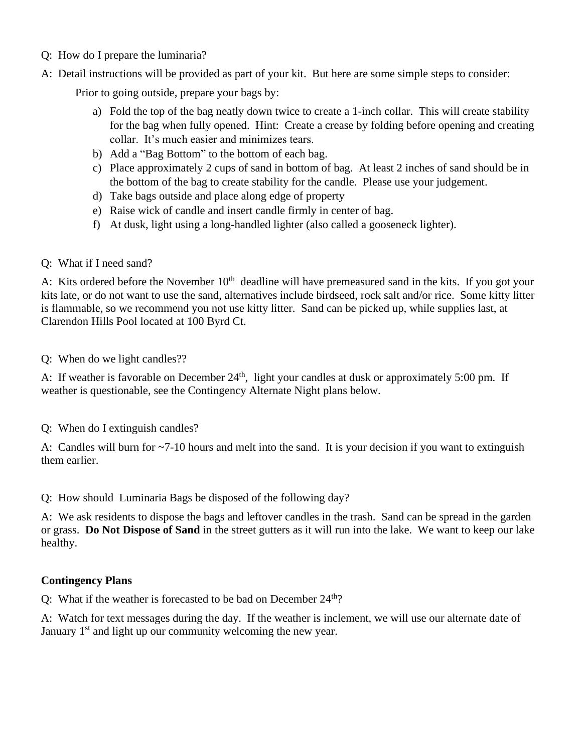Q: How do I prepare the luminaria?

A: Detail instructions will be provided as part of your kit. But here are some simple steps to consider:

Prior to going outside, prepare your bags by:

a) Fold the top of the bag neatly down twice to create a 1-inch collar. This will create stability for the bag when fully opened. Hint: Create a crease by folding before opening and creating collar. It's much easier and minimizes tears.
b) Add a "Bag Bottom" to the bottom of each bag.
c) Place approximately 2 cups of sand in bottom of bag. At least 2 inches of sand should be in the bottom of the bag to create stability for the candle. Please use your judgement.
d) Take bags outside and place along edge of property
e) Raise wick of candle and insert candle firmly in center of bag.
f) At dusk, light using a long-handled lighter (also called a gooseneck lighter).

Q: What if I need sand?

A: Kits ordered before the November 10th deadline will have premeasured sand in the kits. If you got your kits late, or do not want to use the sand, alternatives include birdseed, rock salt and/or rice. Some kitty litter is flammable, so we recommend you not use kitty litter. Sand can be picked up, while supplies last, at Clarendon Hills Pool located at 100 Byrd Ct.

Q: When do we light candles??

A: If weather is favorable on December 24th, light your candles at dusk or approximately 5:00 pm. If weather is questionable, see the Contingency Alternate Night plans below.

Q: When do I extinguish candles?

A: Candles will burn for ~7-10 hours and melt into the sand. It is your decision if you want to extinguish them earlier.

Q: How should Luminaria Bags be disposed of the following day?

A: We ask residents to dispose the bags and leftover candles in the trash. Sand can be spread in the garden or grass. **Do Not Dispose of Sand** in the street gutters as it will run into the lake. We want to keep our lake healthy.

**Contingency Plans**

Q: What if the weather is forecasted to be bad on December 24th?

A: Watch for text messages during the day. If the weather is inclement, we will use our alternate date of January 1st and light up our community welcoming the new year.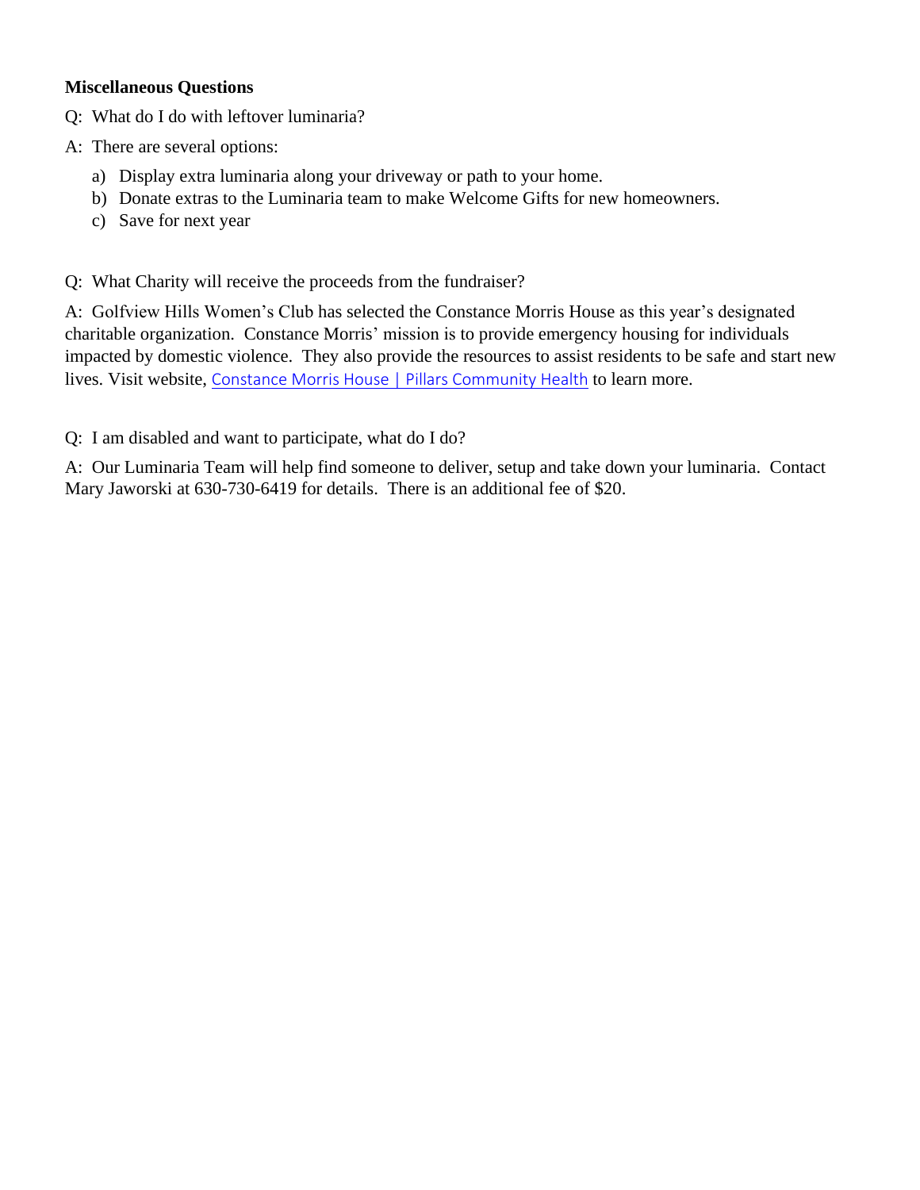**Miscellaneous Questions**

Q: What do I do with leftover luminaria?

A: There are several options:

a) Display extra luminaria along your driveway or path to your home.
b) Donate extras to the Luminaria team to make Welcome Gifts for new homeowners.
c) Save for next year

Q: What Charity will receive the proceeds from the fundraiser?

A: Golfview Hills Women's Club has selected the Constance Morris House as this year's designated charitable organization. Constance Morris' mission is to provide emergency housing for individuals impacted by domestic violence. They also provide the resources to assist residents to be safe and start new lives. Visit website, Constance Morris House | Pillars Community Health to learn more.

Q: I am disabled and want to participate, what do I do?

A: Our Luminaria Team will help find someone to deliver, setup and take down your luminaria. Contact Mary Jaworski at 630-730-6419 for details. There is an additional fee of $20.